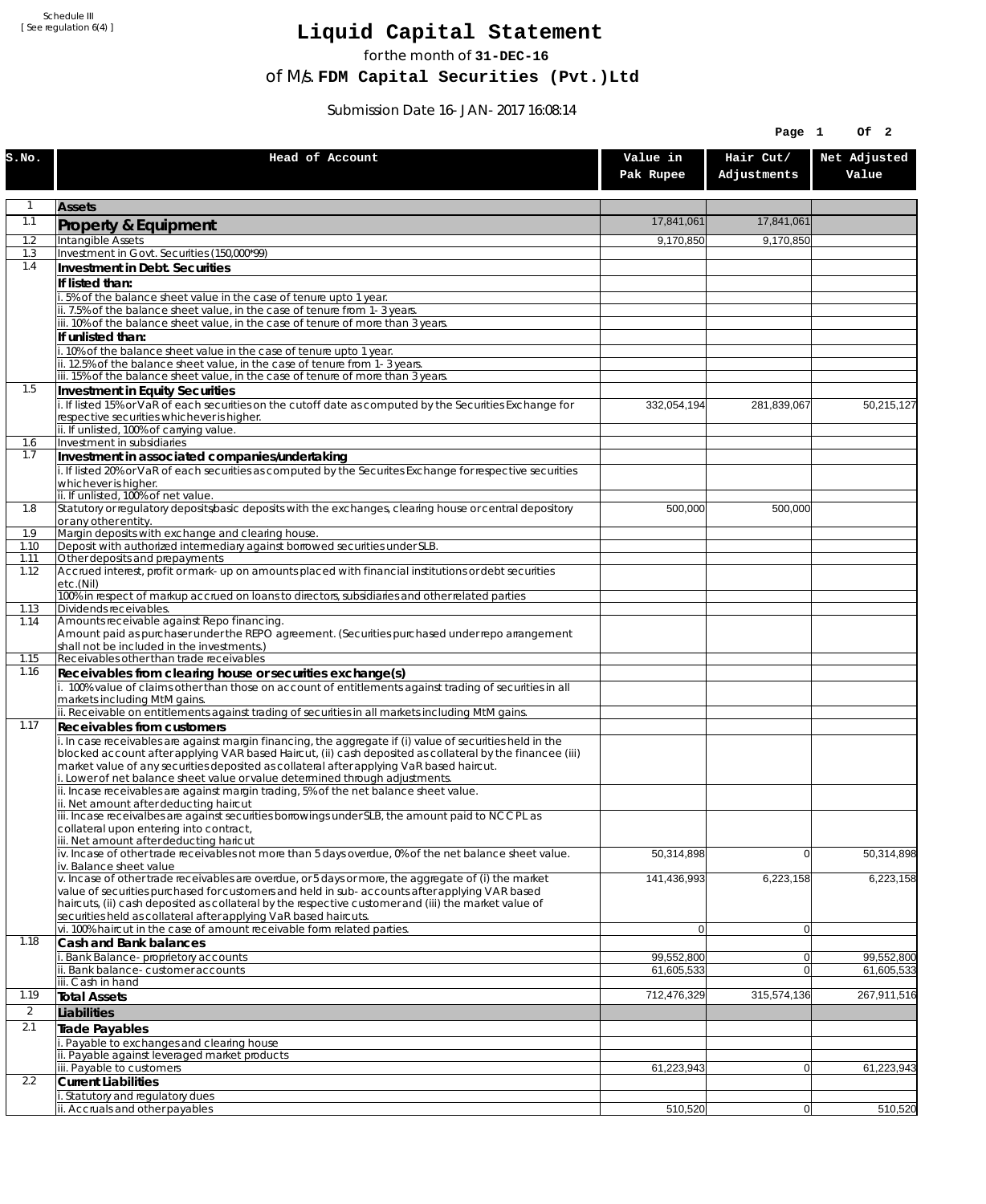Schedule III
[ See regulation 6(4) ]

# Liquid Capital Statement

for the month of **31-DEC-16**

of M/s. **FDM Capital Securities (Pvt.)Ltd**

Submission Date 16-JAN-2017 16:08:14

| S.No. | Head of Account | Value in Pak Rupee | Hair Cut/ Adjustments | Net Adjusted Value |
|---|---|---|---|---|
| 1 | **Assets** | | | |
| 1.1 | **Property & Equipment** | 17,841,061 | 17,841,061 | |
| 1.2 | Intangible Assets | 9,170,850 | 9,170,850 | |
| 1.3 | Investment in Govt. Securities (150,000*99) | | | |
| 1.4 | **Investment in Debt. Securities** | | | |
| | **If listed than:** | | | |
| | i. 5% of the balance sheet value in the case of tenure upto 1 year. | | | |
| | ii. 7.5% of the balance sheet value, in the case of tenure from 1-3 years. | | | |
| | iii. 10% of the balance sheet value, in the case of tenure of more than 3 years. | | | |
| | **If unlisted than:** | | | |
| | i. 10% of the balance sheet value in the case of tenure upto 1 year. | | | |
| | ii. 12.5% of the balance sheet value, in the case of tenure from 1-3 years. | | | |
| | iii. 15% of the balance sheet value, in the case of tenure of more than 3 years. | | | |
| 1.5 | **Investment in Equity Securities** | | | |
| | i. If listed 15% or VaR of each securities on the cutoff date as computed by the Securities Exchange for respective securities whichever is higher. | 332,054,194 | 281,839,067 | 50,215,127 |
| | ii. If unlisted, 100% of carrying value. | | | |
| 1.6 | Investment in subsidiaries | | | |
| 1.7 | **Investment in associated companies/undertaking** | | | |
| | i. If listed 20% or VaR of each securities as computed by the Securites Exchange for respective securities whichever is higher. | | | |
| | ii. If unlisted, 100% of net value. | | | |
| 1.8 | Statutory or regulatory deposits/basic deposits with the exchanges, clearing house or central depository or any other entity. | 500,000 | 500,000 | |
| 1.9 | Margin deposits with exchange and clearing house. | | | |
| 1.10 | Deposit with authorized intermediary against borrowed securities under SLB. | | | |
| 1.11 | Other deposits and prepayments | | | |
| 1.12 | Accrued interest, profit or mark-up on amounts placed with financial institutions or debt securities etc.(Nil) | | | |
| | 100% in respect of markup accrued on loans to directors, subsidiaries and other related parties | | | |
| 1.13 | Dividends receivables. | | | |
| 1.14 | Amounts receivable against Repo financing. Amount paid as purchaser under the REPO agreement. (Securities purchased under repo arrangement shall not be included in the investments.) | | | |
| 1.15 | Receivables other than trade receivables | | | |
| 1.16 | **Receivables from clearing house or securities exchange(s)** | | | |
| | i. 100% value of claims other than those on account of entitlements against trading of securities in all markets including MtM gains. | | | |
| | ii. Receivable on entitlements against trading of securities in all markets including MtM gains. | | | |
| 1.17 | **Receivables from customers** | | | |
| | i. In case receivables are against margin financing, the aggregate if (i) value of securities held in the blocked account after applying VAR based Haircut, (ii) cash deposited as collateral by the financee (iii) market value of any securities deposited as collateral after applying VaR based haircut. i. Lower of net balance sheet value or value determined through adjustments. | | | |
| | ii. Incase receivables are against margin trading, 5% of the net balance sheet value. ii. Net amount after deducting haircut | | | |
| | iii. Incase receivalbes are against securities borrowings under SLB, the amount paid to NCCPL as collateral upon entering into contract, iii. Net amount after deducting haricut | | | |
| | iv. Incase of other trade receivables not more than 5 days overdue, 0% of the net balance sheet value. iv. Balance sheet value | 50,314,898 | 0 | 50,314,898 |
| | v. Incase of other trade receivables are overdue, or 5 days or more, the aggregate of (i) the market value of securities purchased for customers and held in sub-accounts after applying VAR based haircuts, (ii) cash deposited as collateral by the respective customer and (iii) the market value of securities held as collateral after applying VaR based haircuts. | 141,436,993 | 6,223,158 | 6,223,158 |
| | vi. 100% haircut in the case of amount receivable form related parties. | 0 | 0 | |
| 1.18 | **Cash and Bank balances** | | | |
| | i. Bank Balance-proprietory accounts | 99,552,800 | 0 | 99,552,800 |
| | ii. Bank balance-customer accounts | 61,605,533 | 0 | 61,605,533 |
| | iii. Cash in hand | | | |
| 1.19 | **Total Assets** | 712,476,329 | 315,574,136 | 267,911,516 |
| 2 | **Liabilities** | | | |
| 2.1 | **Trade Payables** | | | |
| | i. Payable to exchanges and clearing house | | | |
| | ii. Payable against leveraged market products | | | |
| | iii. Payable to customers | 61,223,943 | 0 | 61,223,943 |
| 2.2 | **Current Liabilities** | | | |
| | i. Statutory and regulatory dues | | | |
| | ii. Accruals and other payables | 510,520 | 0 | 510,520 |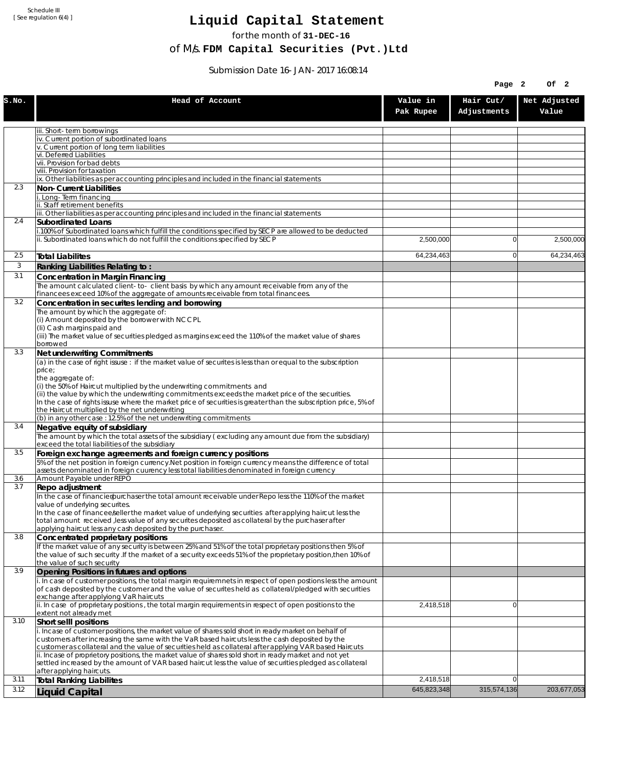Schedule III
[ See regulation 6(4) ]

# Liquid Capital Statement

for the month of **31-DEC-16**

of M/s. **FDM Capital Securities (Pvt.)Ltd**

Submission Date 16-JAN-2017 16:08:14

| S.No. | Head of Account | Value in Pak Rupee | Hair Cut/ Adjustments | Net Adjusted Value |
|---|---|---|---|---|
| | iii. Short-term borrowings | | | |
| | iv. Current portion of subordinated loans | | | |
| | v. Current portion of long term liabilities | | | |
| | vi. Deferred Liabilities | | | |
| | vii. Provision for bad debts | | | |
| | viii. Provision for taxation | | | |
| | ix. Other liabilities as per accounting principles and included in the financial statements | | | |
| 2.3 | **Non-Current Liabilities** | | | |
| | i. Long-Term financing | | | |
| | ii. Staff retirement benefits | | | |
| | iii. Other liabilities as per accounting principles and included in the financial statements | | | |
| 2.4 | **Subordinated Loans** | | | |
| | i.100% of Subordinated loans which fulfill the conditions specified by SECP are allowed to be deducted | | | |
| | ii. Subordinated loans which do not fulfill the conditions specified by SECP | 2,500,000 | 0 | 2,500,000 |
| 2.5 | **Total Liabilites** | 64,234,463 | 0 | 64,234,463 |
| 3 | **Ranking Liabilities Relating to :** | | | |
| 3.1 | **Concentration in Margin Financing** | | | |
| | The amount calculated client-to- client basis by which any amount receivable from any of the financees exceed 10% of the aggregate of amounts receivable from total financees. | | | |
| 3.2 | **Concentration in securites lending and borrowing** | | | |
| | The amount by which the aggregate of:<br>(i) Amount deposited by the borrower with NCCPL<br>(Ii) Cash margins paid and<br>(iii) The market value of securities pledged as margins exceed the 110% of the market value of shares borrowed | | | |
| 3.3 | **Net underwriting Commitments** | | | |
| | (a) in the case of right issuse : if the market value of securites is less than or equal to the subscription price;<br>the aggregate of:<br>(i) the 50% of Haircut multiplied by the underwriting commitments and<br>(ii) the value by which the underwriting commitments exceeds the market price of the securities.<br>In the case of rights issuse where the market price of securities is greater than the subscription price, 5% of the Haircut multiplied by the net underwriting | | | |
| | (b) in any other case : 12.5% of the net underwriting commitments | | | |
| 3.4 | **Negative equity of subsidiary** | | | |
| | The amount by which the total assets of the subsidiary ( excluding any amount due from the subsidiary) exceed the total liabilities of the subsidiary | | | |
| 3.5 | **Foreign exchange agreements and foreign currency positions** | | | |
| | 5% of the net position in foreign currency.Net position in foreign currency means the difference of total assets denominated in foreign cuurency less total liabilities denominated in foreign currency | | | |
| 3.6 | Amount Payable under REPO | | | |
| 3.7 | **Repo adjustment** | | | |
| | In the case of financier/purchaser the total amount receivable under Repo less the 110% of the market value of underlying securites.<br>In the case of financee/seller the market value of underlying securities after applying haircut less the total amount received ,less value of any securites deposited as collateral by the purchaser after applying haircut less any cash deposited by the purchaser. | | | |
| 3.8 | **Concentrated proprietary positions** | | | |
| | If the market value of any security is between 25% and 51% of the total proprietary positions then 5% of the value of such security .If the market of a security exceeds 51% of the proprietary position,then 10% of the value of such security | | | |
| 3.9 | **Opening Positions in futures and options** | | | |
| | i. In case of customer positions, the total margin requiremnets in respect of open postions less the amount of cash deposited by the customer and the value of securites held as collateral/pledged with securities exchange after applyiong VaR haircuts | | | |
| | ii. In case of proprietary positions , the total margin requirements in respect of open positions to the extent not already met | 2,418,518 | 0 | |
| 3.10 | **Short selll positions** | | | |
| | i. Incase of customer positions, the market value of shares sold short in ready market on behalf of customers after increasing the same with the VaR based haircuts less the cash deposited by the customer as collateral and the value of securities held as collateral after applying VAR based Haircuts | | | |
| | ii. Incase of proprietory positions, the market value of shares sold short in ready market and not yet settled increased by the amount of VAR based haircut less the value of securities pledged as collateral after applying haircuts. | | | |
| 3.11 | **Total Ranking Liabilites** | 2,418,518 | 0 | |
| 3.12 | **Liquid Capital** | 645,823,348 | 315,574,136 | 203,677,053 |